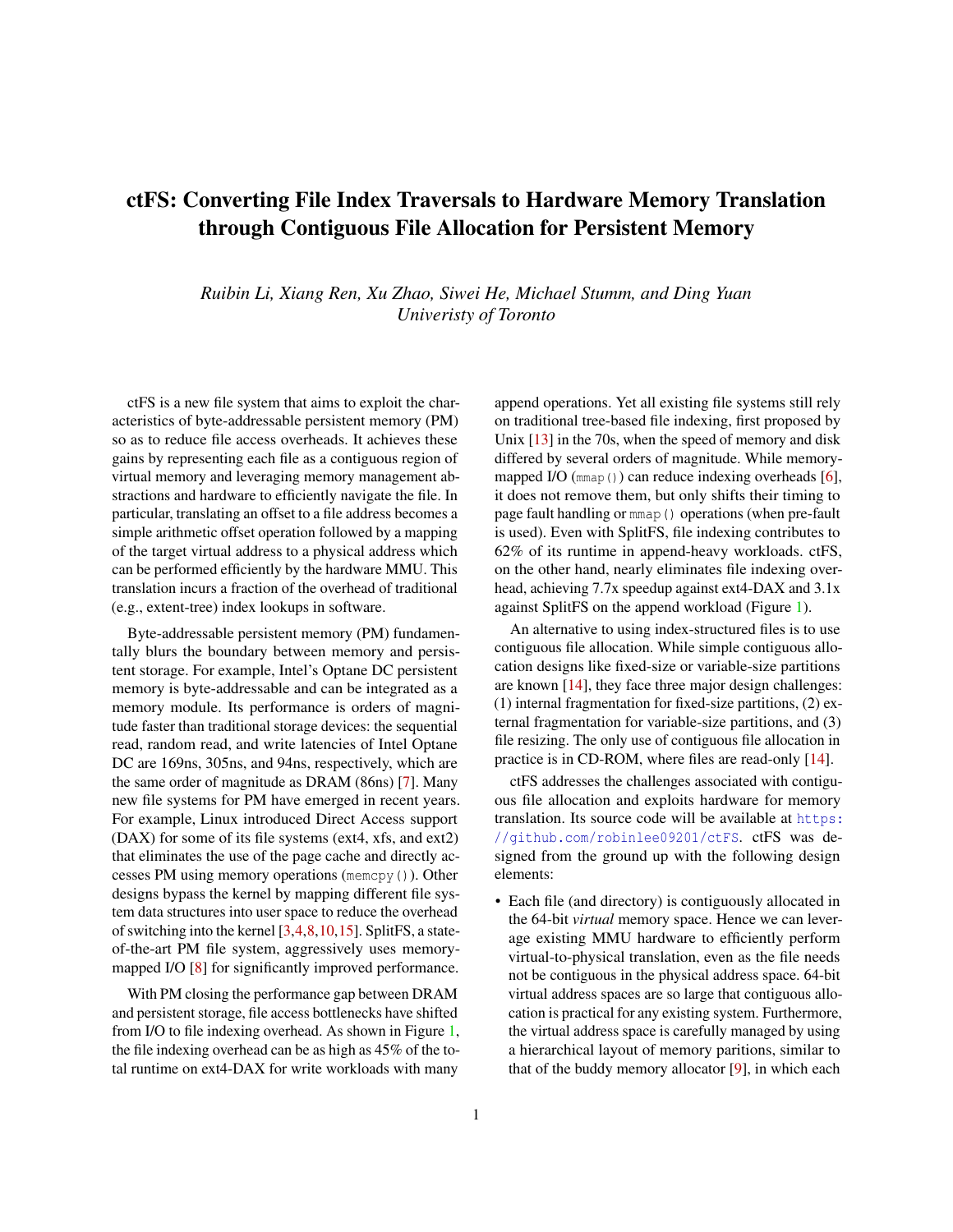# ctFS: Converting File Index Traversals to Hardware Memory Translation through Contiguous File Allocation for Persistent Memory

*Ruibin Li, Xiang Ren, Xu Zhao, Siwei He, Michael Stumm, and Ding Yuan*
*Univeristy of Toronto*

ctFS is a new file system that aims to exploit the characteristics of byte-addressable persistent memory (PM) so as to reduce file access overheads. It achieves these gains by representing each file as a contiguous region of virtual memory and leveraging memory management abstractions and hardware to efficiently navigate the file. In particular, translating an offset to a file address becomes a simple arithmetic offset operation followed by a mapping of the target virtual address to a physical address which can be performed efficiently by the hardware MMU. This translation incurs a fraction of the overhead of traditional (e.g., extent-tree) index lookups in software.

Byte-addressable persistent memory (PM) fundamentally blurs the boundary between memory and persistent storage. For example, Intel's Optane DC persistent memory is byte-addressable and can be integrated as a memory module. Its performance is orders of magnitude faster than traditional storage devices: the sequential read, random read, and write latencies of Intel Optane DC are 169ns, 305ns, and 94ns, respectively, which are the same order of magnitude as DRAM (86ns) [7]. Many new file systems for PM have emerged in recent years. For example, Linux introduced Direct Access support (DAX) for some of its file systems (ext4, xfs, and ext2) that eliminates the use of the page cache and directly accesses PM using memory operations (`memcpy()`). Other designs bypass the kernel by mapping different file system data structures into user space to reduce the overhead of switching into the kernel [3,4,8,10,15]. SplitFS, a state-of-the-art PM file system, aggressively uses memory-mapped I/O [8] for significantly improved performance.

With PM closing the performance gap between DRAM and persistent storage, file access bottlenecks have shifted from I/O to file indexing overhead. As shown in Figure 1, the file indexing overhead can be as high as 45% of the total runtime on ext4-DAX for write workloads with many append operations. Yet all existing file systems still rely on traditional tree-based file indexing, first proposed by Unix [13] in the 70s, when the speed of memory and disk differed by several orders of magnitude. While memory-mapped I/O (`mmap()`) can reduce indexing overheads [6], it does not remove them, but only shifts their timing to page fault handling or `mmap()` operations (when pre-fault is used). Even with SplitFS, file indexing contributes to 62% of its runtime in append-heavy workloads. ctFS, on the other hand, nearly eliminates file indexing overhead, achieving 7.7x speedup against ext4-DAX and 3.1x against SplitFS on the append workload (Figure 1).

An alternative to using index-structured files is to use contiguous file allocation. While simple contiguous allocation designs like fixed-size or variable-size partitions are known [14], they face three major design challenges: (1) internal fragmentation for fixed-size partitions, (2) external fragmentation for variable-size partitions, and (3) file resizing. The only use of contiguous file allocation in practice is in CD-ROM, where files are read-only [14].

ctFS addresses the challenges associated with contiguous file allocation and exploits hardware for memory translation. Its source code will be available at https://github.com/robinlee09201/ctFS. ctFS was designed from the ground up with the following design elements:

- Each file (and directory) is contiguously allocated in the 64-bit *virtual* memory space. Hence we can leverage existing MMU hardware to efficiently perform virtual-to-physical translation, even as the file needs not be contiguous in the physical address space. 64-bit virtual address spaces are so large that contiguous allocation is practical for any existing system. Furthermore, the virtual address space is carefully managed by using a hierarchical layout of memory paritions, similar to that of the buddy memory allocator [9], in which each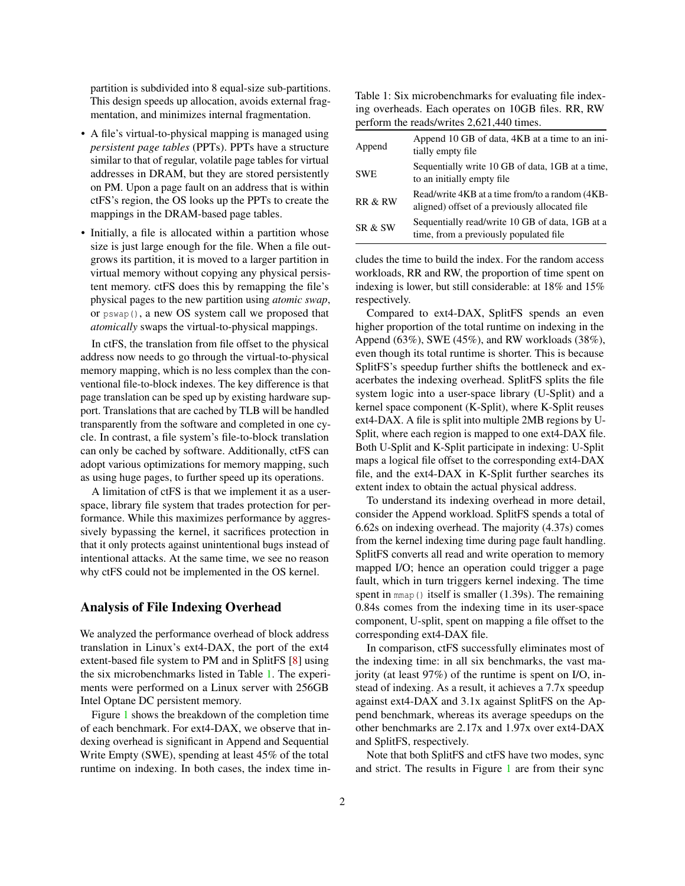partition is subdivided into 8 equal-size sub-partitions. This design speeds up allocation, avoids external fragmentation, and minimizes internal fragmentation.

- A file's virtual-to-physical mapping is managed using *persistent page tables* (PPTs). PPTs have a structure similar to that of regular, volatile page tables for virtual addresses in DRAM, but they are stored persistently on PM. Upon a page fault on an address that is within ctFS's region, the OS looks up the PPTs to create the mappings in the DRAM-based page tables.
- Initially, a file is allocated within a partition whose size is just large enough for the file. When a file outgrows its partition, it is moved to a larger partition in virtual memory without copying any physical persistent memory. ctFS does this by remapping the file's physical pages to the new partition using *atomic swap*, or `pswap()`, a new OS system call we proposed that *atomically* swaps the virtual-to-physical mappings.

In ctFS, the translation from file offset to the physical address now needs to go through the virtual-to-physical memory mapping, which is no less complex than the conventional file-to-block indexes. The key difference is that page translation can be sped up by existing hardware support. Translations that are cached by TLB will be handled transparently from the software and completed in one cycle. In contrast, a file system's file-to-block translation can only be cached by software. Additionally, ctFS can adopt various optimizations for memory mapping, such as using huge pages, to further speed up its operations.

A limitation of ctFS is that we implement it as a user-space, library file system that trades protection for performance. While this maximizes performance by aggressively bypassing the kernel, it sacrifices protection in that it only protects against unintentional bugs instead of intentional attacks. At the same time, we see no reason why ctFS could not be implemented in the OS kernel.

## Analysis of File Indexing Overhead

We analyzed the performance overhead of block address translation in Linux's ext4-DAX, the port of the ext4 extent-based file system to PM and in SplitFS [8] using the six microbenchmarks listed in Table 1. The experiments were performed on a Linux server with 256GB Intel Optane DC persistent memory.

Table 1: Six microbenchmarks for evaluating file indexing overheads. Each operates on 10GB files. RR, RW perform the reads/writes 2,621,440 times.

| | |
|---|---|
| Append | Append 10 GB of data, 4KB at a time to an initially empty file |
| SWE | Sequentially write 10 GB of data, 1GB at a time, to an initially empty file |
| RR & RW | Read/write 4KB at a time from/to a random (4KB-aligned) offset of a previously allocated file |
| SR & SW | Sequentially read/write 10 GB of data, 1GB at a time, from a previously populated file |

Figure 1 shows the breakdown of the completion time of each benchmark. For ext4-DAX, we observe that indexing overhead is significant in Append and Sequential Write Empty (SWE), spending at least 45% of the total runtime on indexing. In both cases, the index time includes the time to build the index. For the random access workloads, RR and RW, the proportion of time spent on indexing is lower, but still considerable: at 18% and 15% respectively.

Compared to ext4-DAX, SplitFS spends an even higher proportion of the total runtime on indexing in the Append (63%), SWE (45%), and RW workloads (38%), even though its total runtime is shorter. This is because SplitFS's speedup further shifts the bottleneck and exacerbates the indexing overhead. SplitFS splits the file system logic into a user-space library (U-Split) and a kernel space component (K-Split), where K-Split reuses ext4-DAX. A file is split into multiple 2MB regions by U-Split, where each region is mapped to one ext4-DAX file. Both U-Split and K-Split participate in indexing: U-Split maps a logical file offset to the corresponding ext4-DAX file, and the ext4-DAX in K-Split further searches its extent index to obtain the actual physical address.

To understand its indexing overhead in more detail, consider the Append workload. SplitFS spends a total of 6.62s on indexing overhead. The majority (4.37s) comes from the kernel indexing time during page fault handling. SplitFS converts all read and write operation to memory mapped I/O; hence an operation could trigger a page fault, which in turn triggers kernel indexing. The time spent in `mmap()` itself is smaller (1.39s). The remaining 0.84s comes from the indexing time in its user-space component, U-split, spent on mapping a file offset to the corresponding ext4-DAX file.

In comparison, ctFS successfully eliminates most of the indexing time: in all six benchmarks, the vast majority (at least 97%) of the runtime is spent on I/O, instead of indexing. As a result, it achieves a 7.7x speedup against ext4-DAX and 3.1x against SplitFS on the Append benchmark, whereas its average speedups on the other benchmarks are 2.17x and 1.97x over ext4-DAX and SplitFS, respectively.

Note that both SplitFS and ctFS have two modes, sync and strict. The results in Figure 1 are from their sync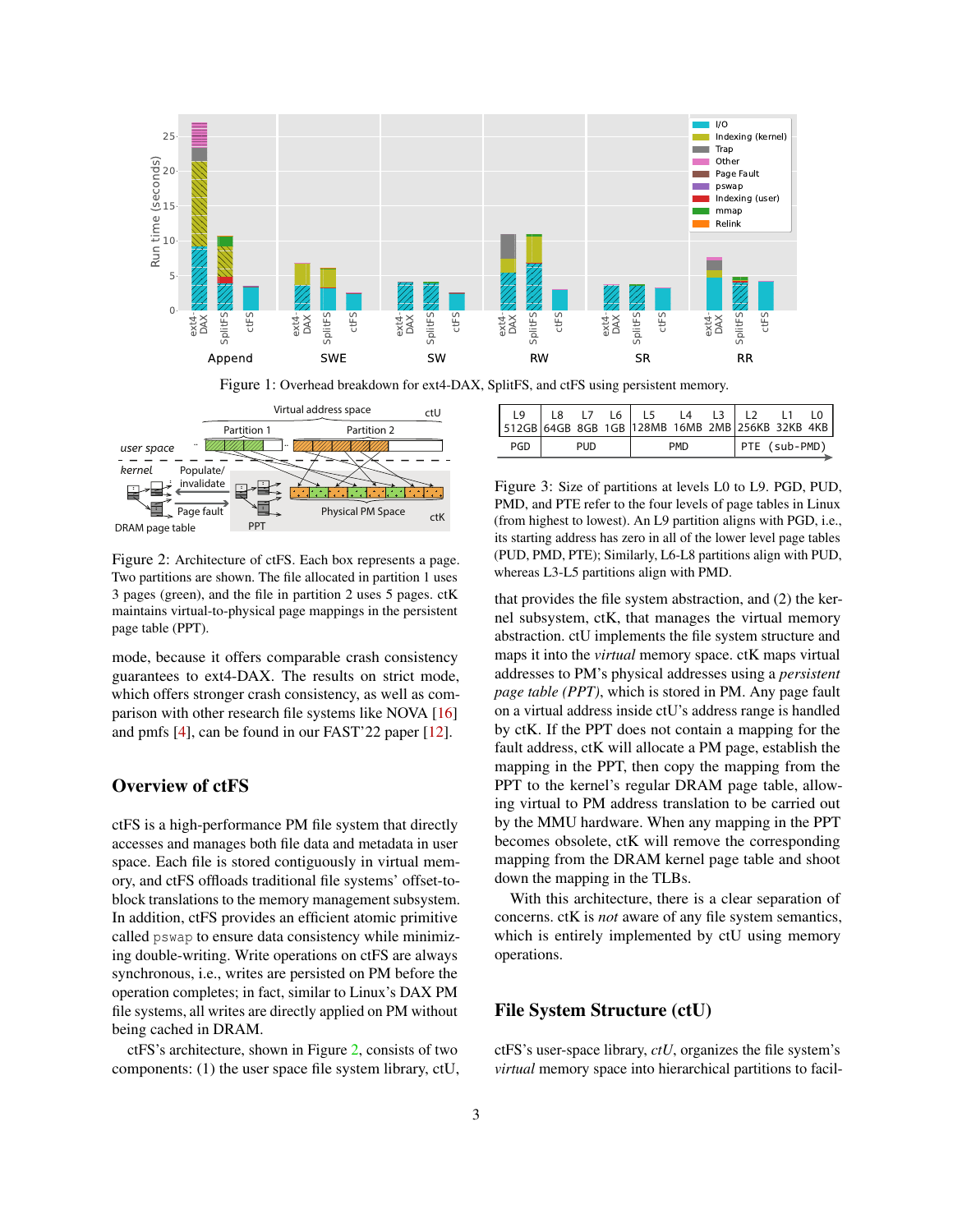Figure 1: Overhead breakdown for ext4-DAX, SplitFS, and ctFS using persistent memory.

Figure 2: Architecture of ctFS. Each box represents a page. Two partitions are shown. The file allocated in partition 1 uses 3 pages (green), and the file in partition 2 uses 5 pages. ctK maintains virtual-to-physical page mappings in the persistent page table (PPT).

| L9 512GB | L8 64GB | L7 8GB | L6 1GB | L5 128MB | L4 16MB | L3 2MB | L2 256KB | L1 32KB | L0 4KB |
|---|---|---|---|---|---|---|---|---|---|
| PGD | PUD | | | PMD | | | PTE (sub-PMD) | | |

Figure 3: Size of partitions at levels L0 to L9. PGD, PUD, PMD, and PTE refer to the four levels of page tables in Linux (from highest to lowest). An L9 partition aligns with PGD, i.e., its starting address has zero in all of the lower level page tables (PUD, PMD, PTE); Similarly, L6-L8 partitions align with PUD, whereas L3-L5 partitions align with PMD.

mode, because it offers comparable crash consistency guarantees to ext4-DAX. The results on strict mode, which offers stronger crash consistency, as well as comparison with other research file systems like NOVA [16] and pmfs [4], can be found in our FAST'22 paper [12].

## Overview of ctFS

ctFS is a high-performance PM file system that directly accesses and manages both file data and metadata in user space. Each file is stored contiguously in virtual memory, and ctFS offloads traditional file systems' offset-to-block translations to the memory management subsystem. In addition, ctFS provides an efficient atomic primitive called `pswap` to ensure data consistency while minimizing double-writing. Write operations on ctFS are always synchronous, i.e., writes are persisted on PM before the operation completes; in fact, similar to Linux's DAX PM file systems, all writes are directly applied on PM without being cached in DRAM.

ctFS's architecture, shown in Figure 2, consists of two components: (1) the user space file system library, ctU, that provides the file system abstraction, and (2) the kernel subsystem, ctK, that manages the virtual memory abstraction. ctU implements the file system structure and maps it into the *virtual* memory space. ctK maps virtual addresses to PM's physical addresses using a *persistent page table (PPT)*, which is stored in PM. Any page fault on a virtual address inside ctU's address range is handled by ctK. If the PPT does not contain a mapping for the fault address, ctK will allocate a PM page, establish the mapping in the PPT, then copy the mapping from the PPT to the kernel's regular DRAM page table, allowing virtual to PM address translation to be carried out by the MMU hardware. When any mapping in the PPT becomes obsolete, ctK will remove the corresponding mapping from the DRAM kernel page table and shoot down the mapping in the TLBs.

With this architecture, there is a clear separation of concerns. ctK is *not* aware of any file system semantics, which is entirely implemented by ctU using memory operations.

## File System Structure (ctU)

ctFS's user-space library, *ctU*, organizes the file system's *virtual* memory space into hierarchical partitions to facil-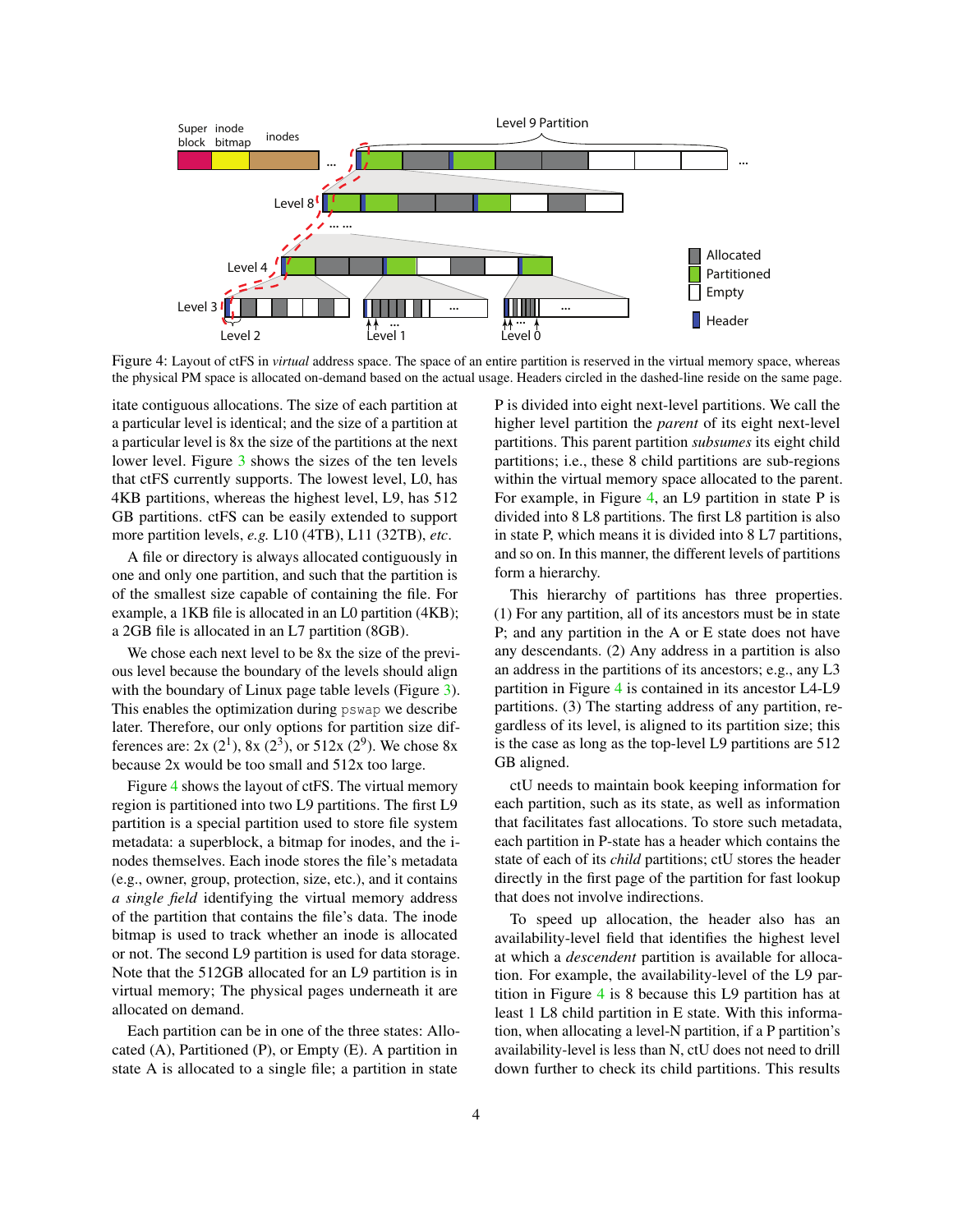Figure 4: Layout of ctFS in *virtual* address space. The space of an entire partition is reserved in the virtual memory space, whereas the physical PM space is allocated on-demand based on the actual usage. Headers circled in the dashed-line reside on the same page.

itate contiguous allocations. The size of each partition at a particular level is identical; and the size of a partition at a particular level is 8x the size of the partitions at the next lower level. Figure 3 shows the sizes of the ten levels that ctFS currently supports. The lowest level, L0, has 4KB partitions, whereas the highest level, L9, has 512 GB partitions. ctFS can be easily extended to support more partition levels, *e.g.* L10 (4TB), L11 (32TB), *etc*.

A file or directory is always allocated contiguously in one and only one partition, and such that the partition is of the smallest size capable of containing the file. For example, a 1KB file is allocated in an L0 partition (4KB); a 2GB file is allocated in an L7 partition (8GB).

We chose each next level to be 8x the size of the previous level because the boundary of the levels should align with the boundary of Linux page table levels (Figure 3). This enables the optimization during `pswap` we describe later. Therefore, our only options for partition size differences are: 2x ($2^1$), 8x ($2^3$), or 512x ($2^9$). We chose 8x because 2x would be too small and 512x too large.

Figure 4 shows the layout of ctFS. The virtual memory region is partitioned into two L9 partitions. The first L9 partition is a special partition used to store file system metadata: a superblock, a bitmap for inodes, and the i-nodes themselves. Each inode stores the file's metadata (e.g., owner, group, protection, size, etc.), and it contains *a single field* identifying the virtual memory address of the partition that contains the file's data. The inode bitmap is used to track whether an inode is allocated or not. The second L9 partition is used for data storage. Note that the 512GB allocated for an L9 partition is in virtual memory; The physical pages underneath it are allocated on demand.

Each partition can be in one of the three states: Allocated (A), Partitioned (P), or Empty (E). A partition in state A is allocated to a single file; a partition in state P is divided into eight next-level partitions. We call the higher level partition the *parent* of its eight next-level partitions. This parent partition *subsumes* its eight child partitions; i.e., these 8 child partitions are sub-regions within the virtual memory space allocated to the parent. For example, in Figure 4, an L9 partition in state P is divided into 8 L8 partitions. The first L8 partition is also in state P, which means it is divided into 8 L7 partitions, and so on. In this manner, the different levels of partitions form a hierarchy.

This hierarchy of partitions has three properties. (1) For any partition, all of its ancestors must be in state P; and any partition in the A or E state does not have any descendants. (2) Any address in a partition is also an address in the partitions of its ancestors; e.g., any L3 partition in Figure 4 is contained in its ancestor L4-L9 partitions. (3) The starting address of any partition, regardless of its level, is aligned to its partition size; this is the case as long as the top-level L9 partitions are 512 GB aligned.

ctU needs to maintain book keeping information for each partition, such as its state, as well as information that facilitates fast allocations. To store such metadata, each partition in P-state has a header which contains the state of each of its *child* partitions; ctU stores the header directly in the first page of the partition for fast lookup that does not involve indirections.

To speed up allocation, the header also has an availability-level field that identifies the highest level at which a *descendent* partition is available for allocation. For example, the availability-level of the L9 partition in Figure 4 is 8 because this L9 partition has at least 1 L8 child partition in E state. With this information, when allocating a level-N partition, if a P partition's availability-level is less than N, ctU does not need to drill down further to check its child partitions. This results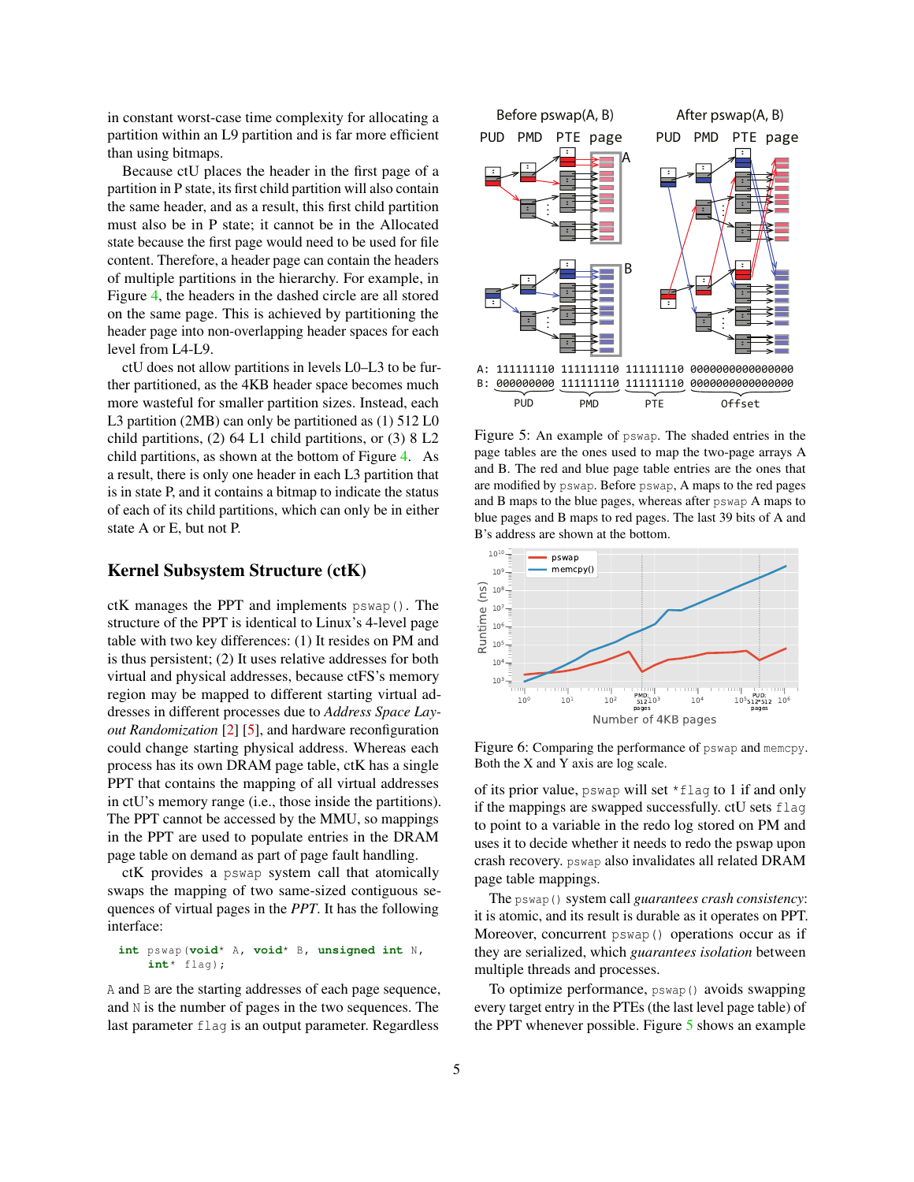in constant worst-case time complexity for allocating a partition within an L9 partition and is far more efficient than using bitmaps.

Because ctU places the header in the first page of a partition in P state, its first child partition will also contain the same header, and as a result, this first child partition must also be in P state; it cannot be in the Allocated state because the first page would need to be used for file content. Therefore, a header page can contain the headers of multiple partitions in the hierarchy. For example, in Figure 4, the headers in the dashed circle are all stored on the same page. This is achieved by partitioning the header page into non-overlapping header spaces for each level from L4-L9.

ctU does not allow partitions in levels L0–L3 to be further partitioned, as the 4KB header space becomes much more wasteful for smaller partition sizes. Instead, each L3 partition (2MB) can only be partitioned as (1) 512 L0 child partitions, (2) 64 L1 child partitions, or (3) 8 L2 child partitions, as shown at the bottom of Figure 4. As a result, there is only one header in each L3 partition that is in state P, and it contains a bitmap to indicate the status of each of its child partitions, which can only be in either state A or E, but not P.

## Kernel Subsystem Structure (ctK)

ctK manages the PPT and implements `pswap()`. The structure of the PPT is identical to Linux's 4-level page table with two key differences: (1) It resides on PM and is thus persistent; (2) It uses relative addresses for both virtual and physical addresses, because ctFS's memory region may be mapped to different starting virtual addresses in different processes due to *Address Space Layout Randomization* [2] [5], and hardware reconfiguration could change starting physical address. Whereas each process has its own DRAM page table, ctK has a single PPT that contains the mapping of all virtual addresses in ctU's memory range (i.e., those inside the partitions). The PPT cannot be accessed by the MMU, so mappings in the PPT are used to populate entries in the DRAM page table on demand as part of page fault handling.

ctK provides a `pswap` system call that atomically swaps the mapping of two same-sized contiguous sequences of virtual pages in the *PPT*. It has the following interface:

```
int pswap(void* A, void* B, unsigned int N,
    int* flag);
```

`A` and `B` are the starting addresses of each page sequence, and `N` is the number of pages in the two sequences. The last parameter `flag` is an output parameter. Regardless of its prior value, `pswap` will set `*flag` to 1 if and only if the mappings are swapped successfully. ctU sets `flag` to point to a variable in the redo log stored on PM and uses it to decide whether it needs to redo the pswap upon crash recovery. `pswap` also invalidates all related DRAM page table mappings.

Figure 5: An example of `pswap`. The shaded entries in the page tables are the ones used to map the two-page arrays A and B. The red and blue page table entries are the ones that are modified by `pswap`. Before `pswap`, A maps to the red pages and B maps to the blue pages, whereas after `pswap` A maps to blue pages and B maps to red pages. The last 39 bits of A and B's address are shown at the bottom.

Figure 6: Comparing the performance of `pswap` and `memcpy`. Both the X and Y axis are log scale.

The `pswap()` system call *guarantees crash consistency*: it is atomic, and its result is durable as it operates on PPT. Moreover, concurrent `pswap()` operations occur as if they are serialized, which *guarantees isolation* between multiple threads and processes.

To optimize performance, `pswap()` avoids swapping every target entry in the PTEs (the last level page table) of the PPT whenever possible. Figure 5 shows an example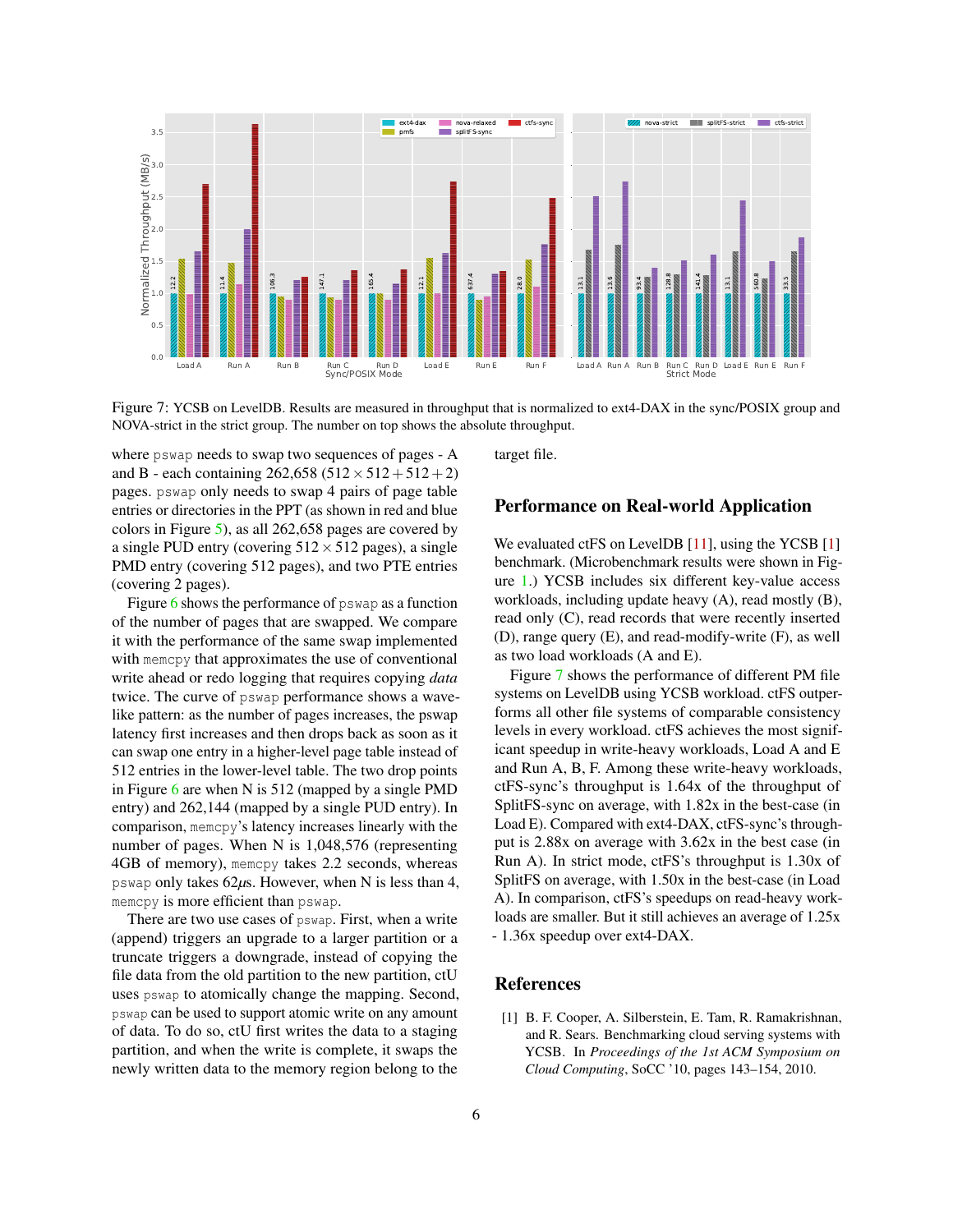Figure 7: YCSB on LevelDB. Results are measured in throughput that is normalized to ext4-DAX in the sync/POSIX group and NOVA-strict in the strict group. The number on top shows the absolute throughput.

where pswap needs to swap two sequences of pages - A and B - each containing 262,658 ($512 \times 512 + 512 + 2$) pages. pswap only needs to swap 4 pairs of page table entries or directories in the PPT (as shown in red and blue colors in Figure 5), as all 262,658 pages are covered by a single PUD entry (covering $512 \times 512$ pages), a single PMD entry (covering 512 pages), and two PTE entries (covering 2 pages).

Figure 6 shows the performance of pswap as a function of the number of pages that are swapped. We compare it with the performance of the same swap implemented with memcpy that approximates the use of conventional write ahead or redo logging that requires copying *data* twice. The curve of pswap performance shows a wave-like pattern: as the number of pages increases, the pswap latency first increases and then drops back as soon as it can swap one entry in a higher-level page table instead of 512 entries in the lower-level table. The two drop points in Figure 6 are when N is 512 (mapped by a single PMD entry) and 262,144 (mapped by a single PUD entry). In comparison, memcpy's latency increases linearly with the number of pages. When N is 1,048,576 (representing 4GB of memory), memcpy takes 2.2 seconds, whereas pswap only takes 62$\mu$s. However, when N is less than 4, memcpy is more efficient than pswap.

There are two use cases of pswap. First, when a write (append) triggers an upgrade to a larger partition or a truncate triggers a downgrade, instead of copying the file data from the old partition to the new partition, ctU uses pswap to atomically change the mapping. Second, pswap can be used to support atomic write on any amount of data. To do so, ctU first writes the data to a staging partition, and when the write is complete, it swaps the newly written data to the memory region belong to the target file.

## Performance on Real-world Application

We evaluated ctFS on LevelDB [11], using the YCSB [1] benchmark. (Microbenchmark results were shown in Figure 1.) YCSB includes six different key-value access workloads, including update heavy (A), read mostly (B), read only (C), read records that were recently inserted (D), range query (E), and read-modify-write (F), as well as two load workloads (A and E).

Figure 7 shows the performance of different PM file systems on LevelDB using YCSB workload. ctFS outperforms all other file systems of comparable consistency levels in every workload. ctFS achieves the most significant speedup in write-heavy workloads, Load A and E and Run A, B, F. Among these write-heavy workloads, ctFS-sync's throughput is 1.64x of the throughput of SplitFS-sync on average, with 1.82x in the best-case (in Load E). Compared with ext4-DAX, ctFS-sync's throughput is 2.88x on average with 3.62x in the best case (in Run A). In strict mode, ctFS's throughput is 1.30x of SplitFS on average, with 1.50x in the best-case (in Load A). In comparison, ctFS's speedups on read-heavy workloads are smaller. But it still achieves an average of 1.25x - 1.36x speedup over ext4-DAX.

## References

[1] B. F. Cooper, A. Silberstein, E. Tam, R. Ramakrishnan, and R. Sears. Benchmarking cloud serving systems with YCSB. In *Proceedings of the 1st ACM Symposium on Cloud Computing*, SoCC '10, pages 143–154, 2010.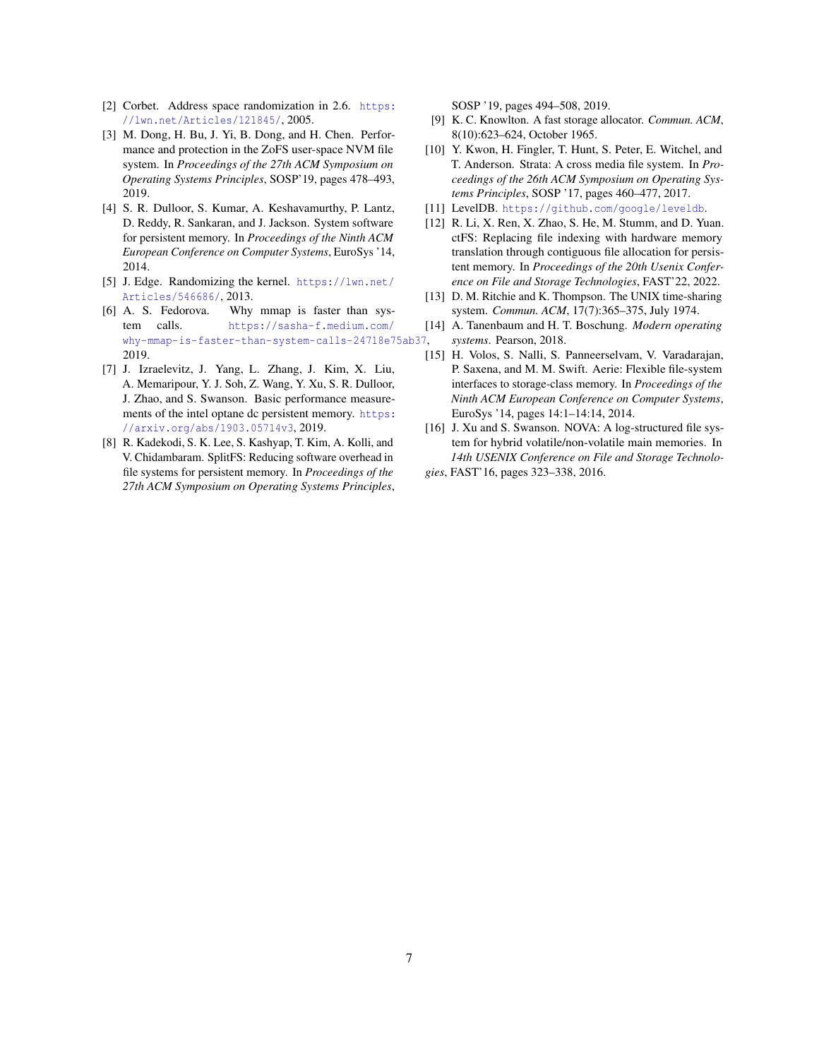[2] Corbet. Address space randomization in 2.6. https://lwn.net/Articles/121845/, 2005.

[3] M. Dong, H. Bu, J. Yi, B. Dong, and H. Chen. Performance and protection in the ZoFS user-space NVM file system. In *Proceedings of the 27th ACM Symposium on Operating Systems Principles*, SOSP'19, pages 478–493, 2019.

[4] S. R. Dulloor, S. Kumar, A. Keshavamurthy, P. Lantz, D. Reddy, R. Sankaran, and J. Jackson. System software for persistent memory. In *Proceedings of the Ninth ACM European Conference on Computer Systems*, EuroSys '14, 2014.

[5] J. Edge. Randomizing the kernel. https://lwn.net/Articles/546686/, 2013.

[6] A. S. Fedorova. Why mmap is faster than system calls. https://sasha-f.medium.com/why-mmap-is-faster-than-system-calls-24718e75ab37, 2019.

[7] J. Izraelevitz, J. Yang, L. Zhang, J. Kim, X. Liu, A. Memaripour, Y. J. Soh, Z. Wang, Y. Xu, S. R. Dulloor, J. Zhao, and S. Swanson. Basic performance measurements of the intel optane dc persistent memory. https://arxiv.org/abs/1903.05714v3, 2019.

[8] R. Kadekodi, S. K. Lee, S. Kashyap, T. Kim, A. Kolli, and V. Chidambaram. SplitFS: Reducing software overhead in file systems for persistent memory. In *Proceedings of the 27th ACM Symposium on Operating Systems Principles*, SOSP '19, pages 494–508, 2019.

[9] K. C. Knowlton. A fast storage allocator. *Commun. ACM*, 8(10):623–624, October 1965.

[10] Y. Kwon, H. Fingler, T. Hunt, S. Peter, E. Witchel, and T. Anderson. Strata: A cross media file system. In *Proceedings of the 26th ACM Symposium on Operating Systems Principles*, SOSP '17, pages 460–477, 2017.

[11] LevelDB. https://github.com/google/leveldb.

[12] R. Li, X. Ren, X. Zhao, S. He, M. Stumm, and D. Yuan. ctFS: Replacing file indexing with hardware memory translation through contiguous file allocation for persistent memory. In *Proceedings of the 20th Usenix Conference on File and Storage Technologies*, FAST'22, 2022.

[13] D. M. Ritchie and K. Thompson. The UNIX time-sharing system. *Commun. ACM*, 17(7):365–375, July 1974.

[14] A. Tanenbaum and H. T. Boschung. *Modern operating systems*. Pearson, 2018.

[15] H. Volos, S. Nalli, S. Panneerselvam, V. Varadarajan, P. Saxena, and M. M. Swift. Aerie: Flexible file-system interfaces to storage-class memory. In *Proceedings of the Ninth ACM European Conference on Computer Systems*, EuroSys '14, pages 14:1–14:14, 2014.

[16] J. Xu and S. Swanson. NOVA: A log-structured file system for hybrid volatile/non-volatile main memories. In *14th USENIX Conference on File and Storage Technologies*, FAST'16, pages 323–338, 2016.